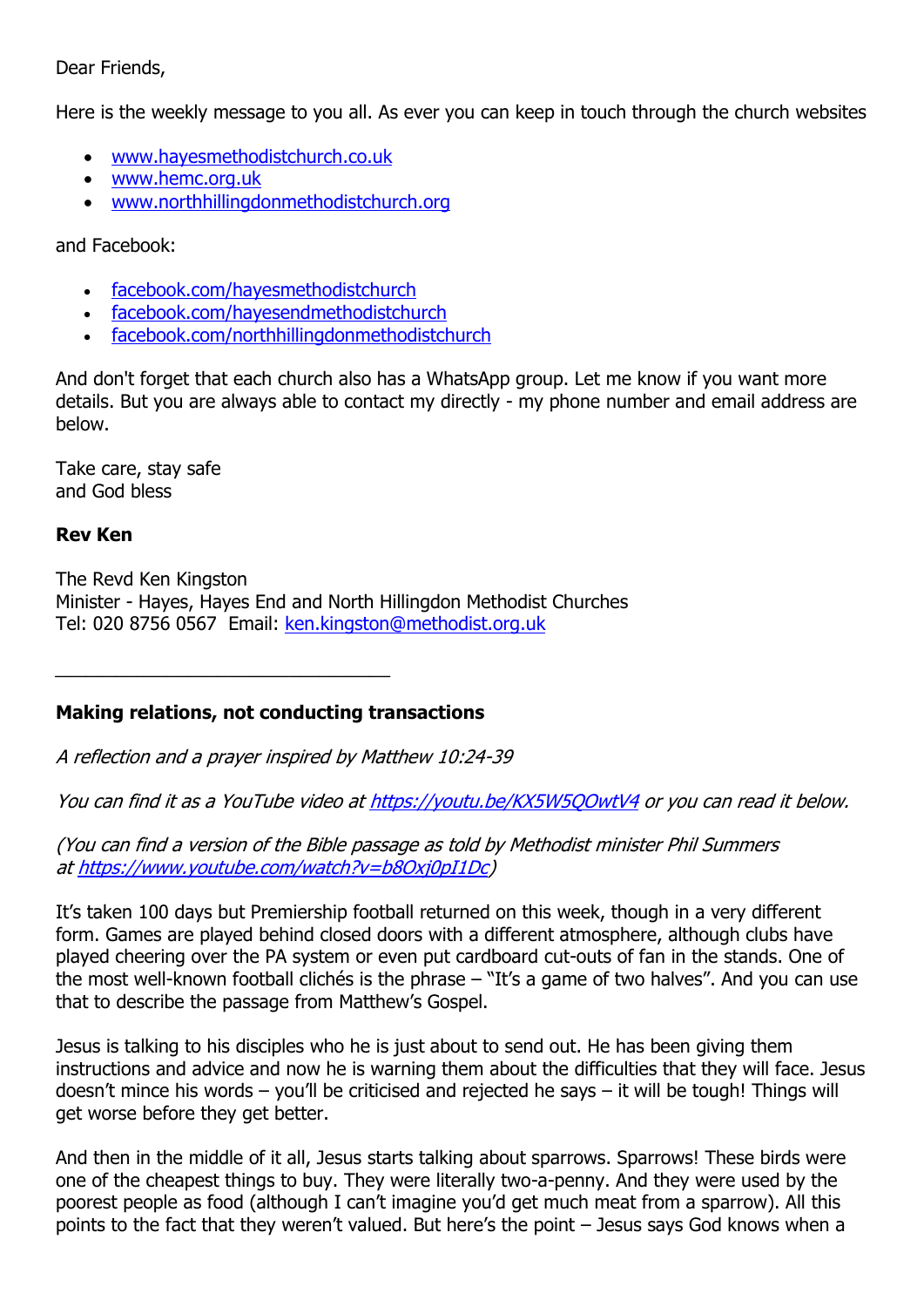Dear Friends,

Here is the weekly message to you all. As ever you can keep in touch through the church websites

- www.hayesmethodistchurch.co.uk
- www.hemc.org.uk
- www.northhillingdonmethodistchurch.org

and Facebook:

- facebook.com/hayesmethodistchurch
- facebook.com/hayesendmethodistchurch
- facebook.com/northhillingdonmethodistchurch

And don't forget that each church also has a WhatsApp group. Let me know if you want more details. But you are always able to contact my directly - my phone number and email address are below.

Take care, stay safe
and God bless

**Rev Ken**

The Revd Ken Kingston
Minister - Hayes, Hayes End and North Hillingdon Methodist Churches
Tel: 020 8756 0567 Email: ken.kingston@methodist.org.uk

---

**Making relations, not conducting transactions**

*A reflection and a prayer inspired by Matthew 10:24-39*

*You can find it as a YouTube video at https://youtu.be/KX5W5QOwtV4 or you can read it below.*

*(You can find a version of the Bible passage as told by Methodist minister Phil Summers at https://www.youtube.com/watch?v=b8Oxj0pI1Dc)*

It's taken 100 days but Premiership football returned on this week, though in a very different form. Games are played behind closed doors with a different atmosphere, although clubs have played cheering over the PA system or even put cardboard cut-outs of fan in the stands. One of the most well-known football clichés is the phrase – "It's a game of two halves". And you can use that to describe the passage from Matthew's Gospel.

Jesus is talking to his disciples who he is just about to send out. He has been giving them instructions and advice and now he is warning them about the difficulties that they will face. Jesus doesn't mince his words – you'll be criticised and rejected he says – it will be tough! Things will get worse before they get better.

And then in the middle of it all, Jesus starts talking about sparrows. Sparrows! These birds were one of the cheapest things to buy. They were literally two-a-penny. And they were used by the poorest people as food (although I can't imagine you'd get much meat from a sparrow). All this points to the fact that they weren't valued. But here's the point – Jesus says God knows when a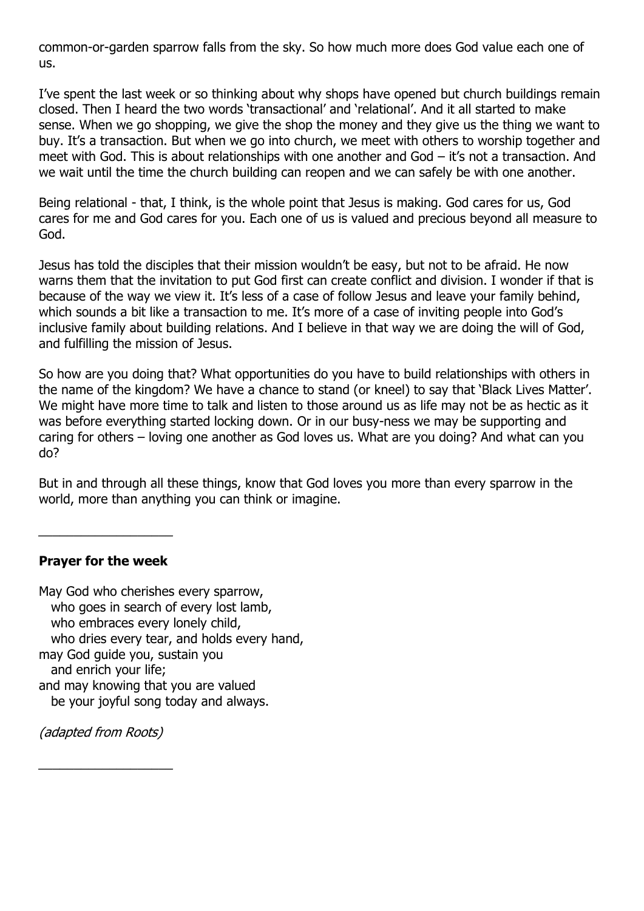common-or-garden sparrow falls from the sky. So how much more does God value each one of us.

I've spent the last week or so thinking about why shops have opened but church buildings remain closed. Then I heard the two words 'transactional' and 'relational'. And it all started to make sense. When we go shopping, we give the shop the money and they give us the thing we want to buy. It's a transaction. But when we go into church, we meet with others to worship together and meet with God. This is about relationships with one another and God – it's not a transaction. And we wait until the time the church building can reopen and we can safely be with one another.

Being relational - that, I think, is the whole point that Jesus is making. God cares for us, God cares for me and God cares for you. Each one of us is valued and precious beyond all measure to God.

Jesus has told the disciples that their mission wouldn't be easy, but not to be afraid. He now warns them that the invitation to put God first can create conflict and division. I wonder if that is because of the way we view it. It's less of a case of follow Jesus and leave your family behind, which sounds a bit like a transaction to me. It's more of a case of inviting people into God's inclusive family about building relations. And I believe in that way we are doing the will of God, and fulfilling the mission of Jesus.

So how are you doing that? What opportunities do you have to build relationships with others in the name of the kingdom? We have a chance to stand (or kneel) to say that 'Black Lives Matter'. We might have more time to talk and listen to those around us as life may not be as hectic as it was before everything started locking down. Or in our busy-ness we may be supporting and caring for others – loving one another as God loves us. What are you doing? And what can you do?

But in and through all these things, know that God loves you more than every sparrow in the world, more than anything you can think or imagine.

---

**Prayer for the week**

May God who cherishes every sparrow,  
who goes in search of every lost lamb,  
who embraces every lonely child,  
who dries every tear, and holds every hand,  
may God guide you, sustain you  
and enrich your life;  
and may knowing that you are valued  
be your joyful song today and always.

*(adapted from Roots)*

---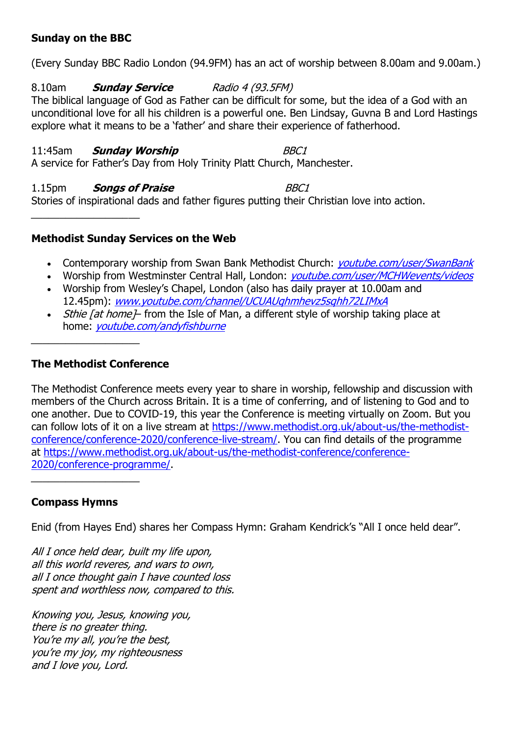## Sunday on the BBC

(Every Sunday BBC Radio London (94.9FM) has an act of worship between 8.00am and 9.00am.)

8.10am ***Sunday Service*** *Radio 4 (93.5FM)*
The biblical language of God as Father can be difficult for some, but the idea of a God with an unconditional love for all his children is a powerful one. Ben Lindsay, Guvna B and Lord Hastings explore what it means to be a 'father' and share their experience of fatherhood.

11:45am ***Sunday Worship*** *BBC1*
A service for Father's Day from Holy Trinity Platt Church, Manchester.

1.15pm ***Songs of Praise*** *BBC1*
Stories of inspirational dads and father figures putting their Christian love into action.

---

## Methodist Sunday Services on the Web

- Contemporary worship from Swan Bank Methodist Church: *youtube.com/user/SwanBank*
- Worship from Westminster Central Hall, London: *youtube.com/user/MCHWevents/videos*
- Worship from Wesley's Chapel, London (also has daily prayer at 10.00am and 12.45pm): *www.youtube.com/channel/UCUAUqhmhevz5sqhh72LIMxA*
- *Sthie [at home]*– from the Isle of Man, a different style of worship taking place at home: *youtube.com/andyfishburne*

---

## The Methodist Conference

The Methodist Conference meets every year to share in worship, fellowship and discussion with members of the Church across Britain. It is a time of conferring, and of listening to God and to one another. Due to COVID-19, this year the Conference is meeting virtually on Zoom. But you can follow lots of it on a live stream at https://www.methodist.org.uk/about-us/the-methodist-conference/conference-2020/conference-live-stream/. You can find details of the programme at https://www.methodist.org.uk/about-us/the-methodist-conference/conference-2020/conference-programme/.

---

## Compass Hymns

Enid (from Hayes End) shares her Compass Hymn: Graham Kendrick's "All I once held dear".

*All I once held dear, built my life upon,*
*all this world reveres, and wars to own,*
*all I once thought gain I have counted loss*
*spent and worthless now, compared to this.*

*Knowing you, Jesus, knowing you,*
*there is no greater thing.*
*You're my all, you're the best,*
*you're my joy, my righteousness*
*and I love you, Lord.*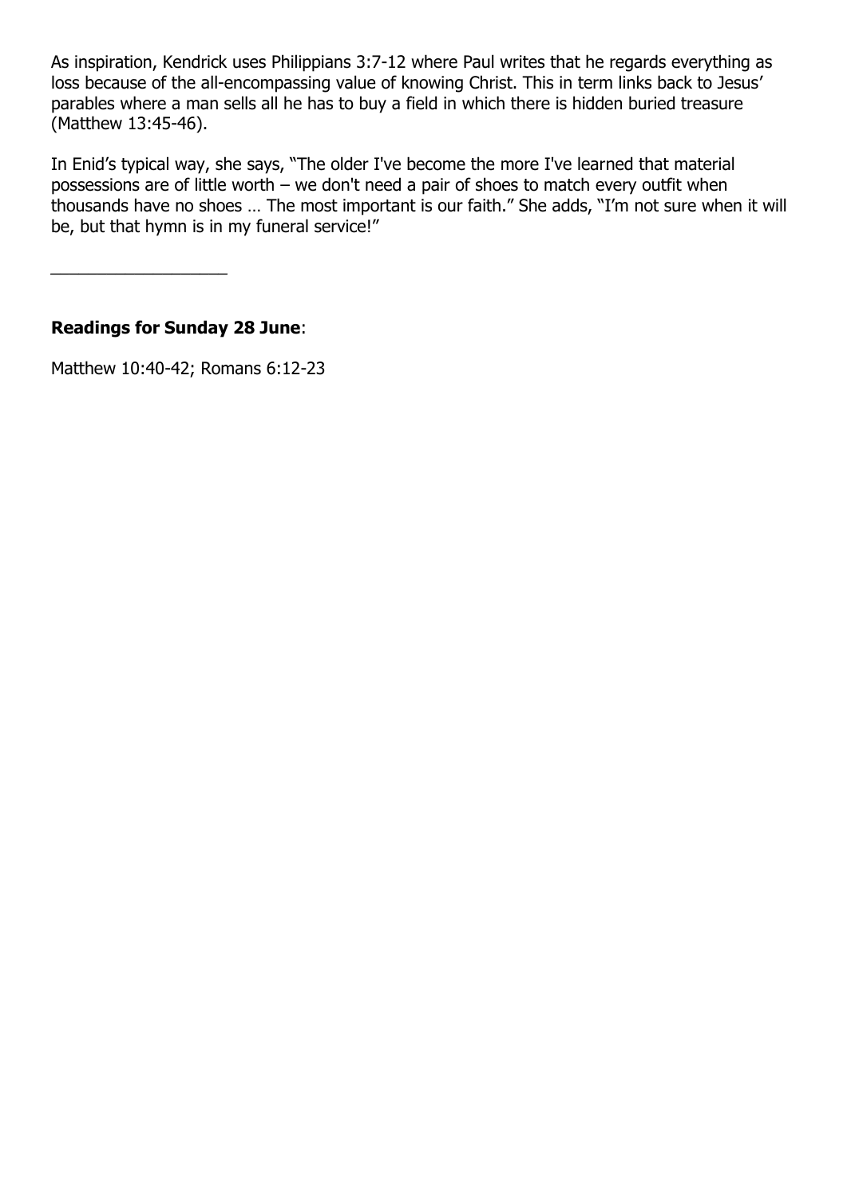As inspiration, Kendrick uses Philippians 3:7-12 where Paul writes that he regards everything as loss because of the all-encompassing value of knowing Christ. This in term links back to Jesus' parables where a man sells all he has to buy a field in which there is hidden buried treasure (Matthew 13:45-46).

In Enid's typical way, she says, "The older I've become the more I've learned that material possessions are of little worth – we don't need a pair of shoes to match every outfit when thousands have no shoes … The most important is our faith." She adds, "I'm not sure when it will be, but that hymn is in my funeral service!"

___________________

**Readings for Sunday 28 June**:

Matthew 10:40-42; Romans 6:12-23